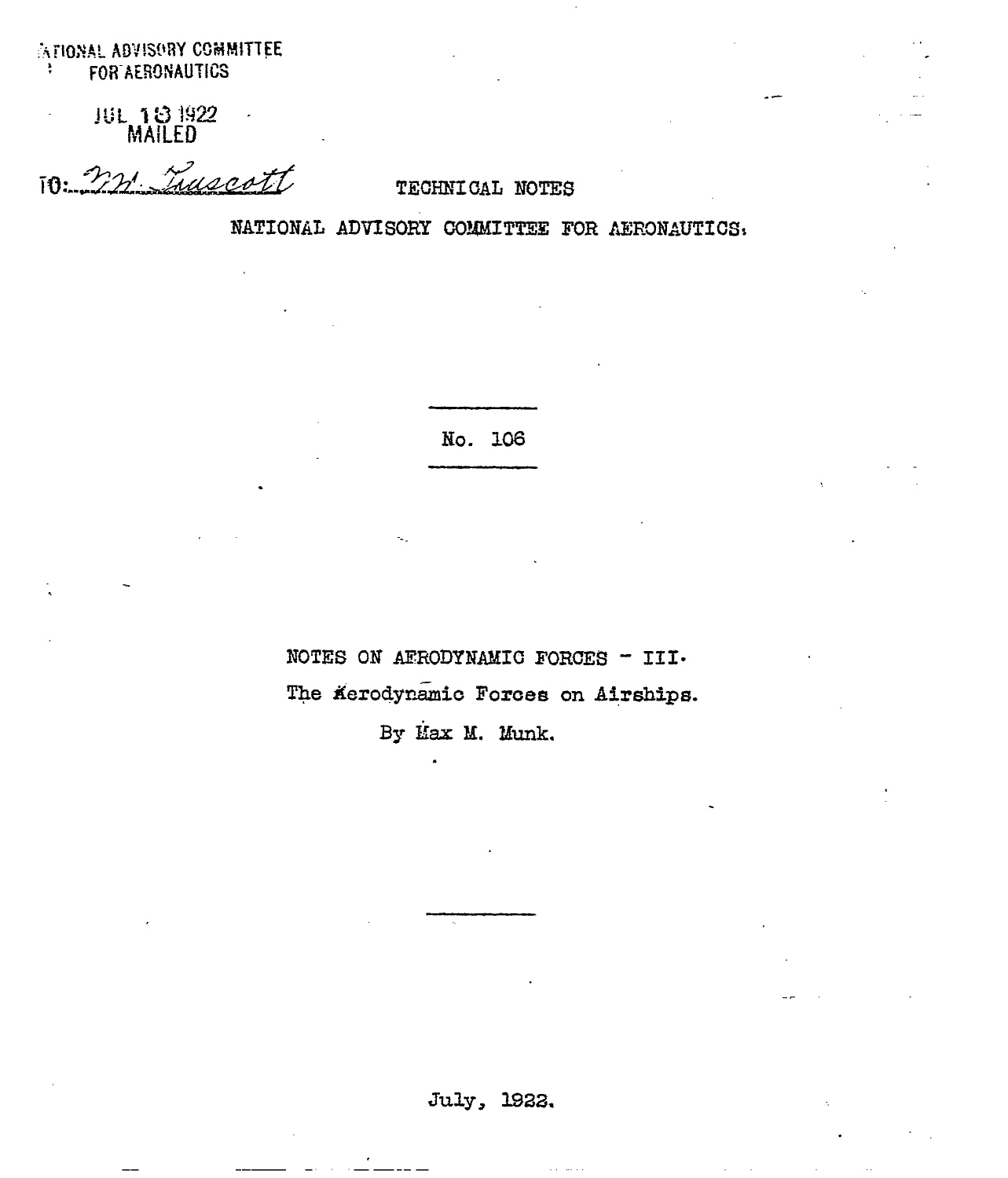NATIONAL ADVISORY COMMITTEE
FOR AERONAUTICS

JUL 13 1922
MAILED

TO: Mr. Truscott

TECHNICAL NOTES

NATIONAL ADVISORY COMMITTEE FOR AERONAUTICS.

No. 106

NOTES ON AERODYNAMIC FORCES - III.

The Aerodynamic Forces on Airships.

By Max M. Munk.

July, 1922.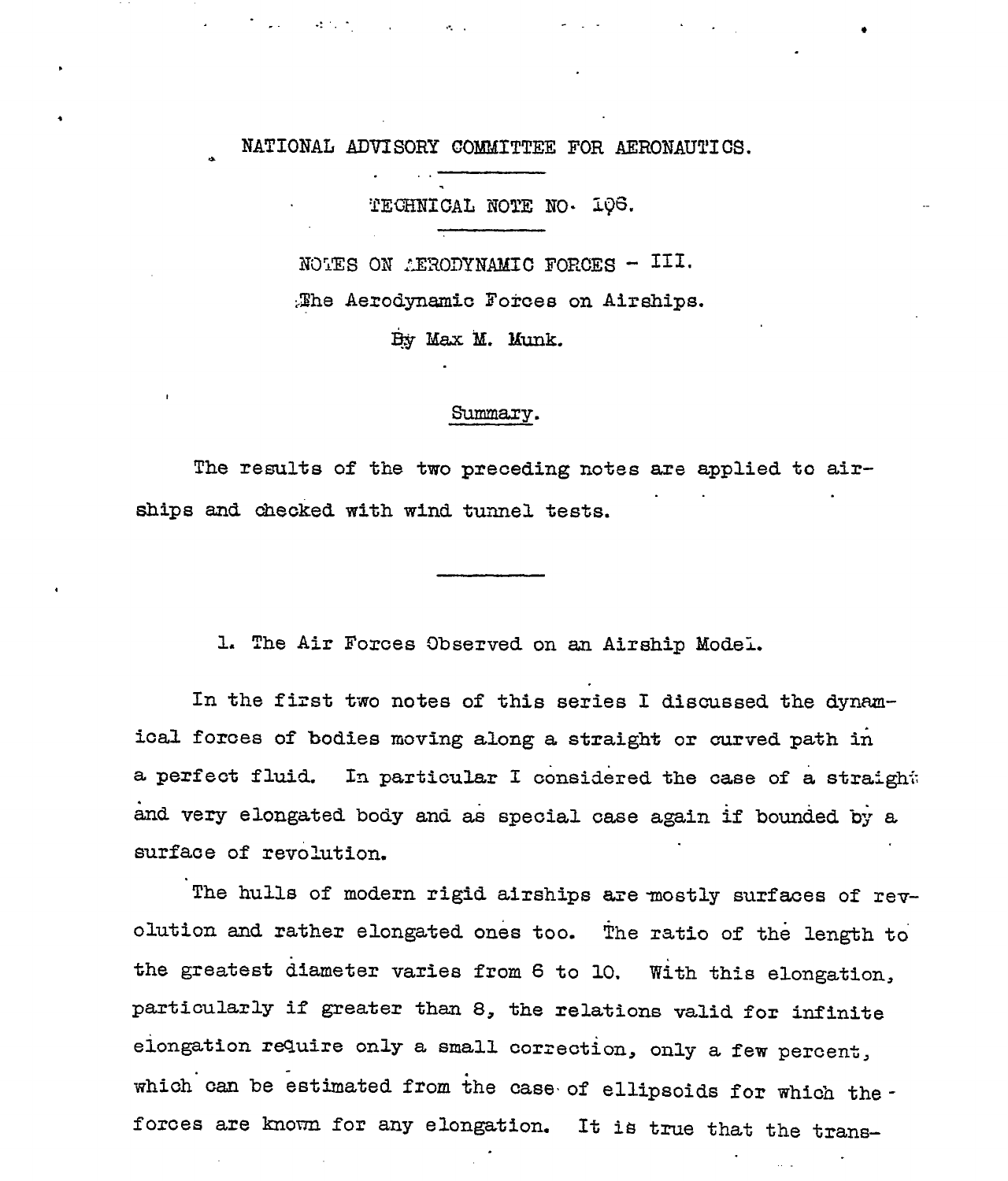NATIONAL ADVISORY COMMITTEE FOR AERONAUTICS.

TECHNICAL NOTE NO. 106.

NOTES ON AERODYNAMIC FORCES - III.

The Aerodynamic Forces on Airships.

By Max M. Munk.

## Summary.

The results of the two preceding notes are applied to airships and checked with wind tunnel tests.

---

### 1. The Air Forces Observed on an Airship Model.

In the first two notes of this series I discussed the dynamical forces of bodies moving along a straight or curved path in a perfect fluid. In particular I considered the case of a straight and very elongated body and as special case again if bounded by a surface of revolution.

The hulls of modern rigid airships are mostly surfaces of revolution and rather elongated ones too. The ratio of the length to the greatest diameter varies from 6 to 10. With this elongation, particularly if greater than 8, the relations valid for infinite elongation require only a small correction, only a few percent, which can be estimated from the case of ellipsoids for which the forces are known for any elongation. It is true that the trans-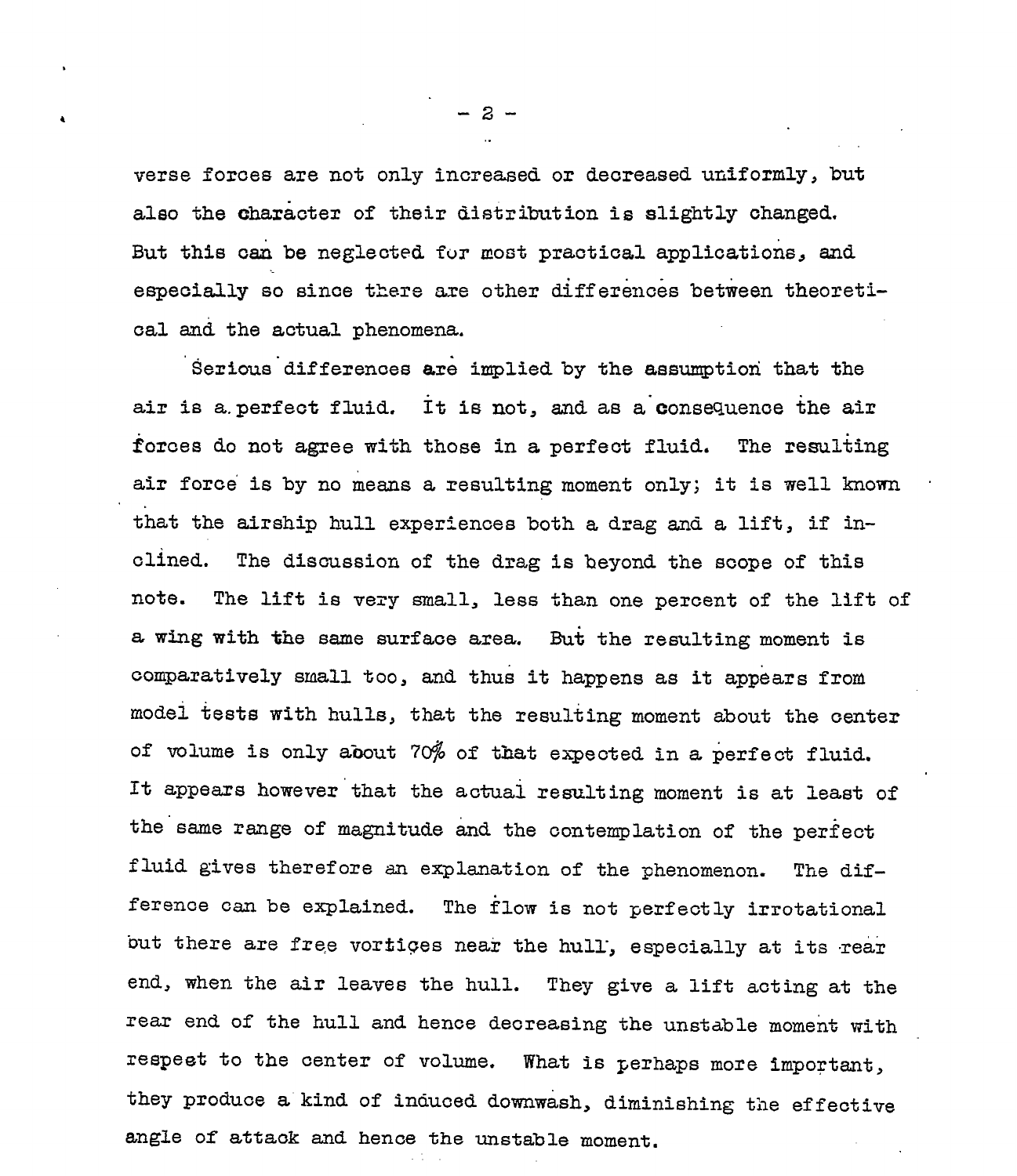verse forces are not only increased or decreased uniformly, but also the character of their distribution is slightly changed. But this can be neglected for most practical applications, and especially so since there are other differences between theoretical and the actual phenomena.

Serious differences are implied by the assumption that the air is a perfect fluid. It is not, and as a consequence the air forces do not agree with those in a perfect fluid. The resulting air force is by no means a resulting moment only; it is well known that the airship hull experiences both a drag and a lift, if inclined. The discussion of the drag is beyond the scope of this note. The lift is very small, less than one percent of the lift of a wing with the same surface area. But the resulting moment is comparatively small too, and thus it happens as it appears from model tests with hulls, that the resulting moment about the center of volume is only about 70% of that expected in a perfect fluid. It appears however that the actual resulting moment is at least of the same range of magnitude and the contemplation of the perfect fluid gives therefore an explanation of the phenomenon. The difference can be explained. The flow is not perfectly irrotational but there are free vortices near the hull, especially at its rear end, when the air leaves the hull. They give a lift acting at the rear end of the hull and hence decreasing the unstable moment with respect to the center of volume. What is perhaps more important, they produce a kind of induced downwash, diminishing the effective angle of attack and hence the unstable moment.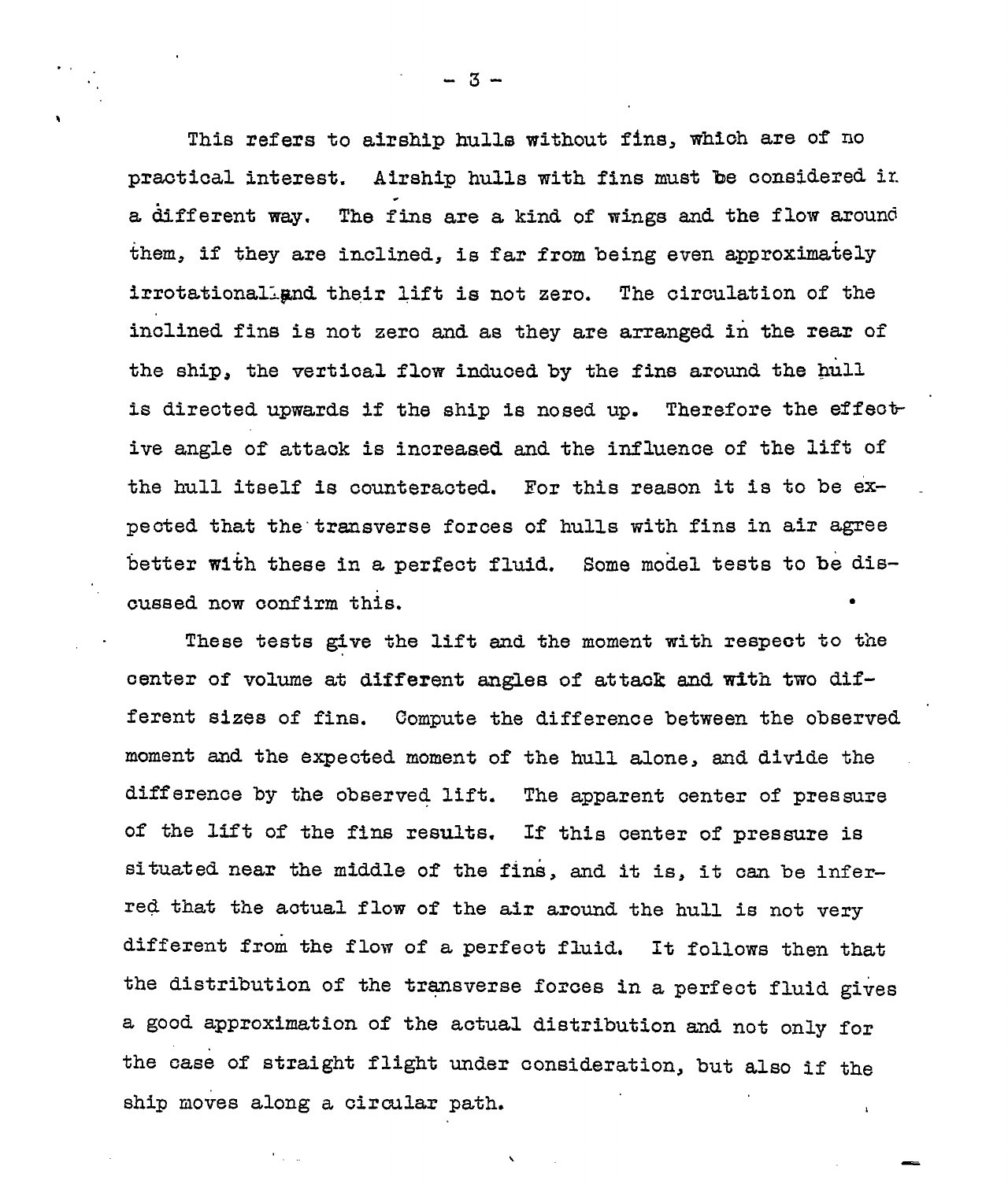This refers to airship hulls without fins, which are of no practical interest. Airship hulls with fins must be considered in a different way. The fins are a kind of wings and the flow around them, if they are inclined, is far from being even approximately irrotational and their lift is not zero. The circulation of the inclined fins is not zero and as they are arranged in the rear of the ship, the vertical flow induced by the fins around the hull is directed upwards if the ship is nosed up. Therefore the effective angle of attack is increased and the influence of the lift of the hull itself is counteracted. For this reason it is to be expected that the transverse forces of hulls with fins in air agree better with these in a perfect fluid. Some model tests to be discussed now confirm this.

These tests give the lift and the moment with respect to the center of volume at different angles of attack and with two different sizes of fins. Compute the difference between the observed moment and the expected moment of the hull alone, and divide the difference by the observed lift. The apparent center of pressure of the lift of the fins results. If this center of pressure is situated near the middle of the fins, and it is, it can be inferred that the actual flow of the air around the hull is not very different from the flow of a perfect fluid. It follows then that the distribution of the transverse forces in a perfect fluid gives a good approximation of the actual distribution and not only for the case of straight flight under consideration, but also if the ship moves along a circular path.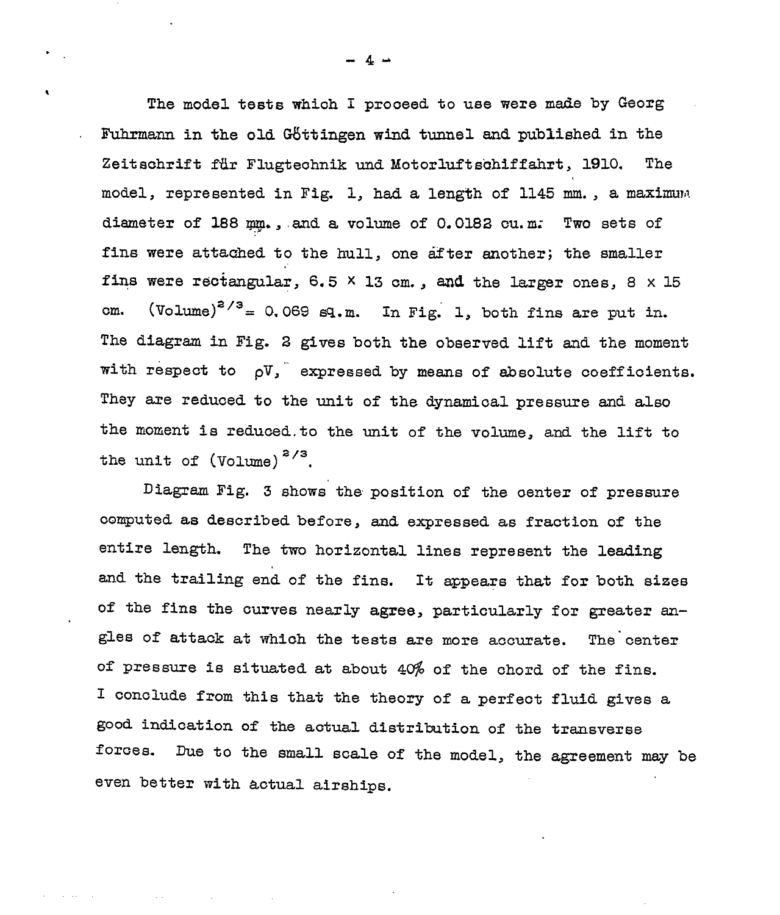The model tests which I proceed to use were made by Georg Fuhrmann in the old Göttingen wind tunnel and published in the Zeitschrift für Flugtechnik und Motorluftschiffahrt, 1910. The model, represented in Fig. 1, had a length of 1145 mm., a maximum diameter of 188 mm., and a volume of 0.0182 cu.m. Two sets of fins were attached to the hull, one after another; the smaller fins were rectangular, 6.5 × 13 cm., and the larger ones, 8 × 15 cm. $(\text{Volume})^{2/3} = 0.069$ sq.m. In Fig. 1, both fins are put in. The diagram in Fig. 2 gives both the observed lift and the moment with respect to $\rho V$, expressed by means of absolute coefficients. They are reduced to the unit of the dynamical pressure and also the moment is reduced to the unit of the volume, and the lift to the unit of $(\text{Volume})^{2/3}$.

Diagram Fig. 3 shows the position of the center of pressure computed as described before, and expressed as fraction of the entire length. The two horizontal lines represent the leading and the trailing end of the fins. It appears that for both sizes of the fins the curves nearly agree, particularly for greater angles of attack at which the tests are more accurate. The center of pressure is situated at about 40% of the chord of the fins. I conclude from this that the theory of a perfect fluid gives a good indication of the actual distribution of the transverse forces. Due to the small scale of the model, the agreement may be even better with actual airships.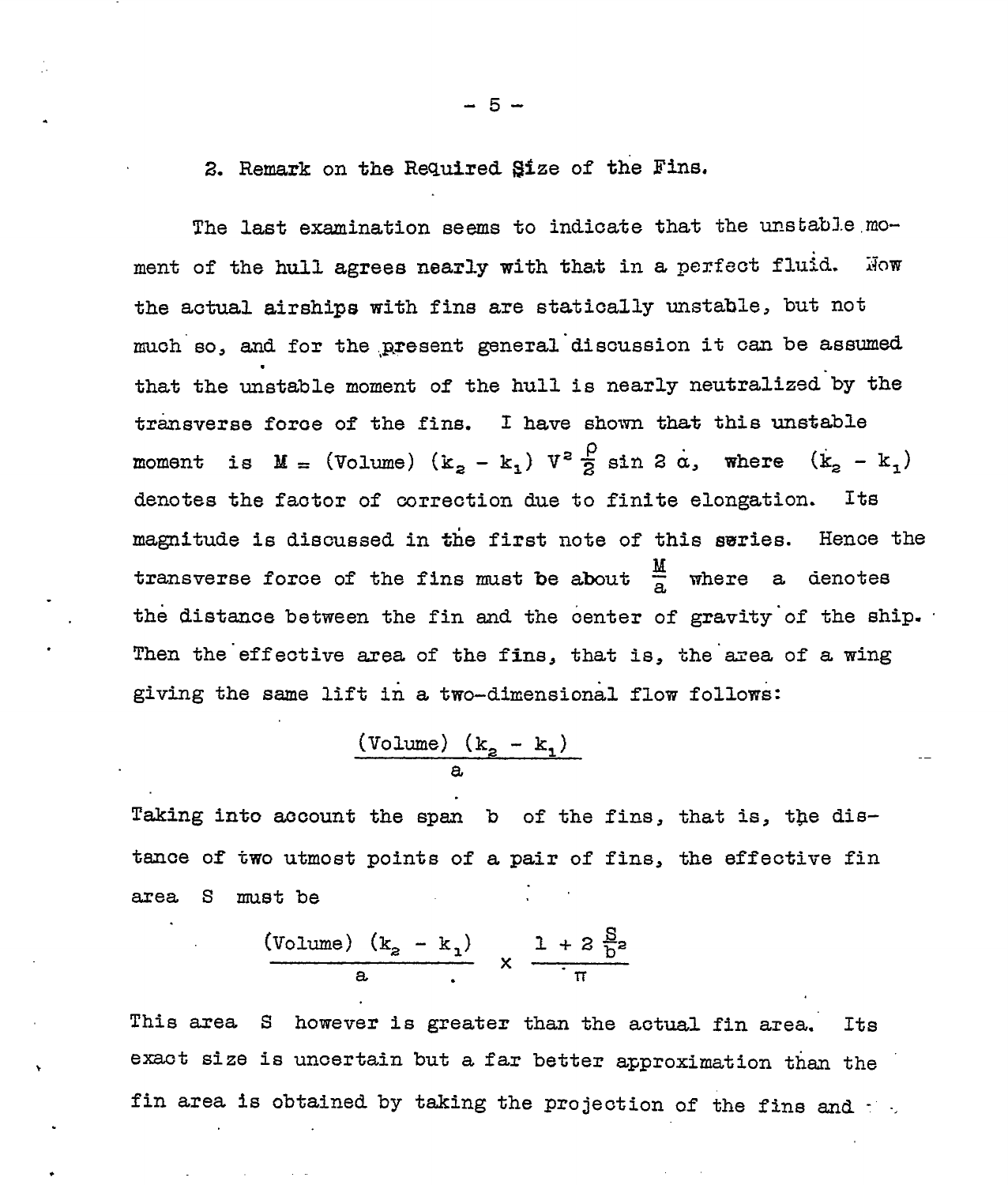## 2. Remark on the Required Size of the Fins.

The last examination seems to indicate that the unstable moment of the hull agrees nearly with that in a perfect fluid. Now the actual airships with fins are statically unstable, but not much so, and for the present general discussion it can be assumed that the unstable moment of the hull is nearly neutralized by the transverse force of the fins. I have shown that this unstable moment is $M = (\text{Volume})\ (k_2 - k_1)\ V^2 \frac{\rho}{2} \sin 2\alpha$, where $(k_2 - k_1)$ denotes the factor of correction due to finite elongation. Its magnitude is discussed in the first note of this series. Hence the transverse force of the fins must be about $\frac{M}{a}$ where $a$ denotes the distance between the fin and the center of gravity of the ship. Then the effective area of the fins, that is, the area of a wing giving the same lift in a two-dimensional flow follows:

$$\frac{(\text{Volume})\ (k_2 - k_1)}{a}$$

Taking into account the span $b$ of the fins, that is, the distance of two utmost points of a pair of fins, the effective fin area $S$ must be

$$\frac{(\text{Volume})\ (k_2 - k_1)}{a} \times \frac{1 + 2\frac{S}{b^2}}{\pi}$$

This area $S$ however is greater than the actual fin area. Its exact size is uncertain but a far better approximation than the fin area is obtained by taking the projection of the fins and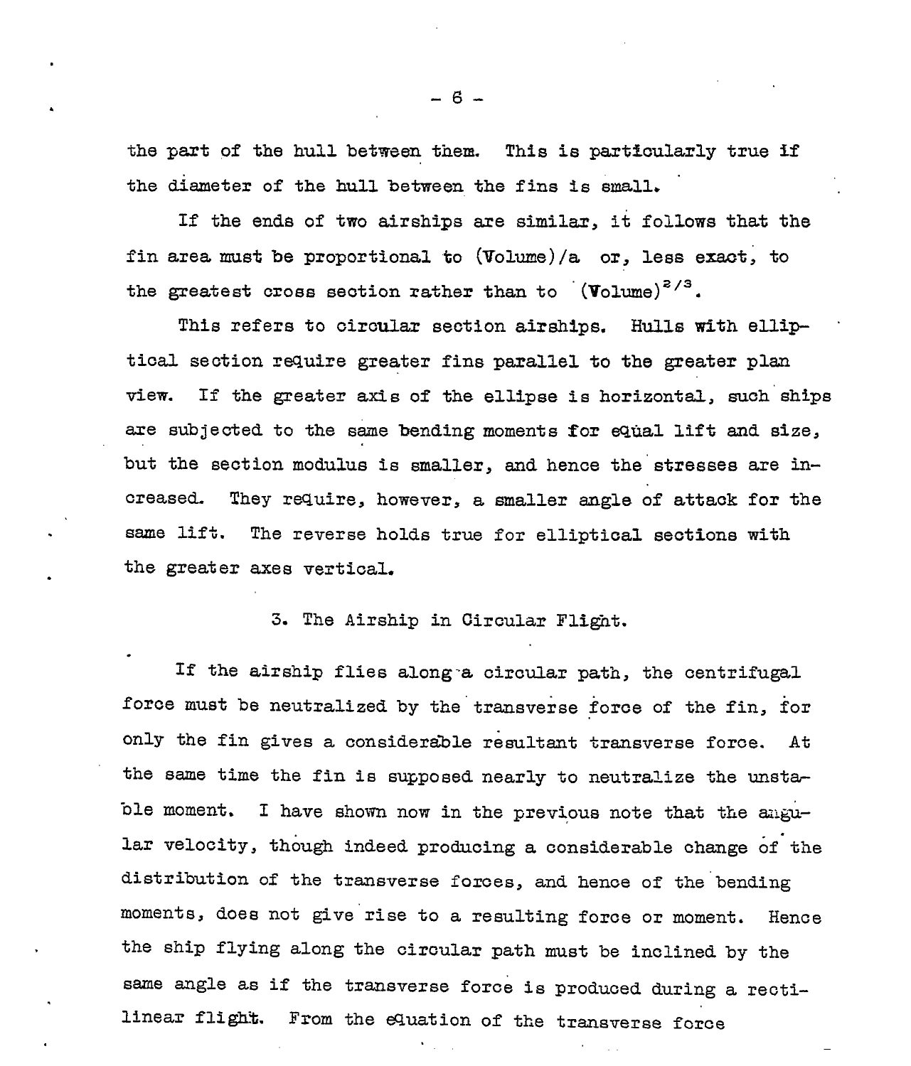the part of the hull between them. This is particularly true if the diameter of the hull between the fins is small.

If the ends of two airships are similar, it follows that the fin area must be proportional to (Volume)/a or, less exact, to the greatest cross section rather than to $(\text{Volume})^{2/3}$.

This refers to circular section airships. Hulls with elliptical section require greater fins parallel to the greater plan view. If the greater axis of the ellipse is horizontal, such ships are subjected to the same bending moments for equal lift and size, but the section modulus is smaller, and hence the stresses are increased. They require, however, a smaller angle of attack for the same lift. The reverse holds true for elliptical sections with the greater axes vertical.

## 3. The Airship in Circular Flight.

If the airship flies along a circular path, the centrifugal force must be neutralized by the transverse force of the fin, for only the fin gives a considerable resultant transverse force. At the same time the fin is supposed nearly to neutralize the unstable moment. I have shown now in the previous note that the angular velocity, though indeed producing a considerable change of the distribution of the transverse forces, and hence of the bending moments, does not give rise to a resulting force or moment. Hence the ship flying along the circular path must be inclined by the same angle as if the transverse force is produced during a rectilinear flight. From the equation of the transverse force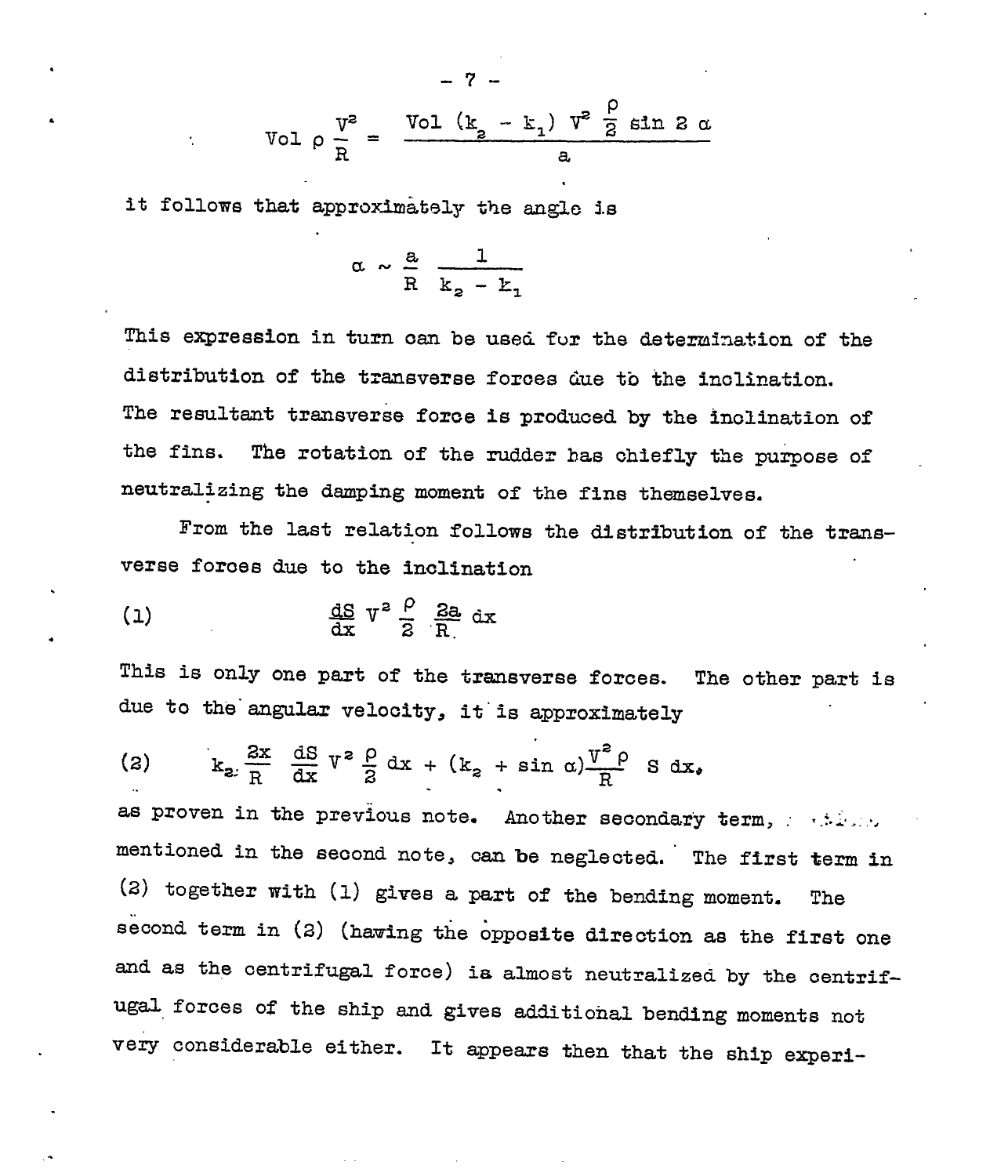$$\text{Vol } \rho \frac{V^2}{R} = \frac{\text{Vol } (k_2 - k_1) V^2 \frac{\rho}{2} \sin 2\alpha}{a}$$

it follows that approximately the angle is

$$\alpha \sim \frac{a}{R} \frac{1}{k_2 - k_1}$$

This expression in turn can be used for the determination of the distribution of the transverse forces due to the inclination. The resultant transverse force is produced by the inclination of the fins. The rotation of the rudder has chiefly the purpose of neutralizing the damping moment of the fins themselves.

From the last relation follows the distribution of the transverse forces due to the inclination

$$\text{(1)} \qquad \frac{dS}{dx} V^2 \frac{\rho}{2} \frac{2a}{R} dx$$

This is only one part of the transverse forces. The other part is due to the angular velocity, it is approximately

$$\text{(2)} \qquad k_2 \frac{2x}{R} \frac{dS}{dx} V^2 \frac{\rho}{2} dx + (k_2 + \sin \alpha) \frac{V^2 \rho}{R} S \, dx,$$

as proven in the previous note. Another secondary term, ...... mentioned in the second note, can be neglected. The first term in (2) together with (1) gives a part of the bending moment. The second term in (2) (having the opposite direction as the first one and as the centrifugal force) is almost neutralized by the centrifugal forces of the ship and gives additional bending moments not very considerable either. It appears then that the ship experi-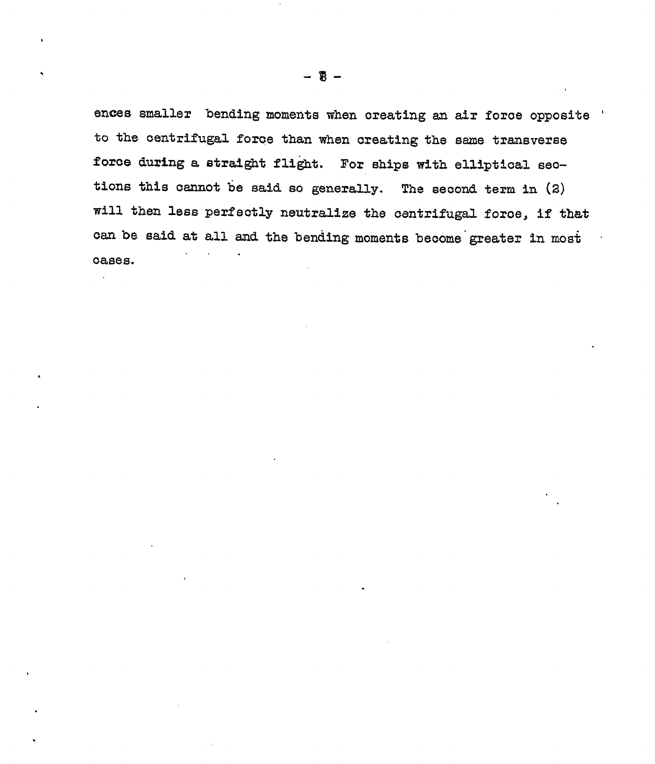ences smaller bending moments when creating an air force opposite to the centrifugal force than when creating the same transverse force during a straight flight. For ships with elliptical sections this cannot be said so generally. The second term in (2) will then less perfectly neutralize the centrifugal force, if that can be said at all and the bending moments become greater in most cases.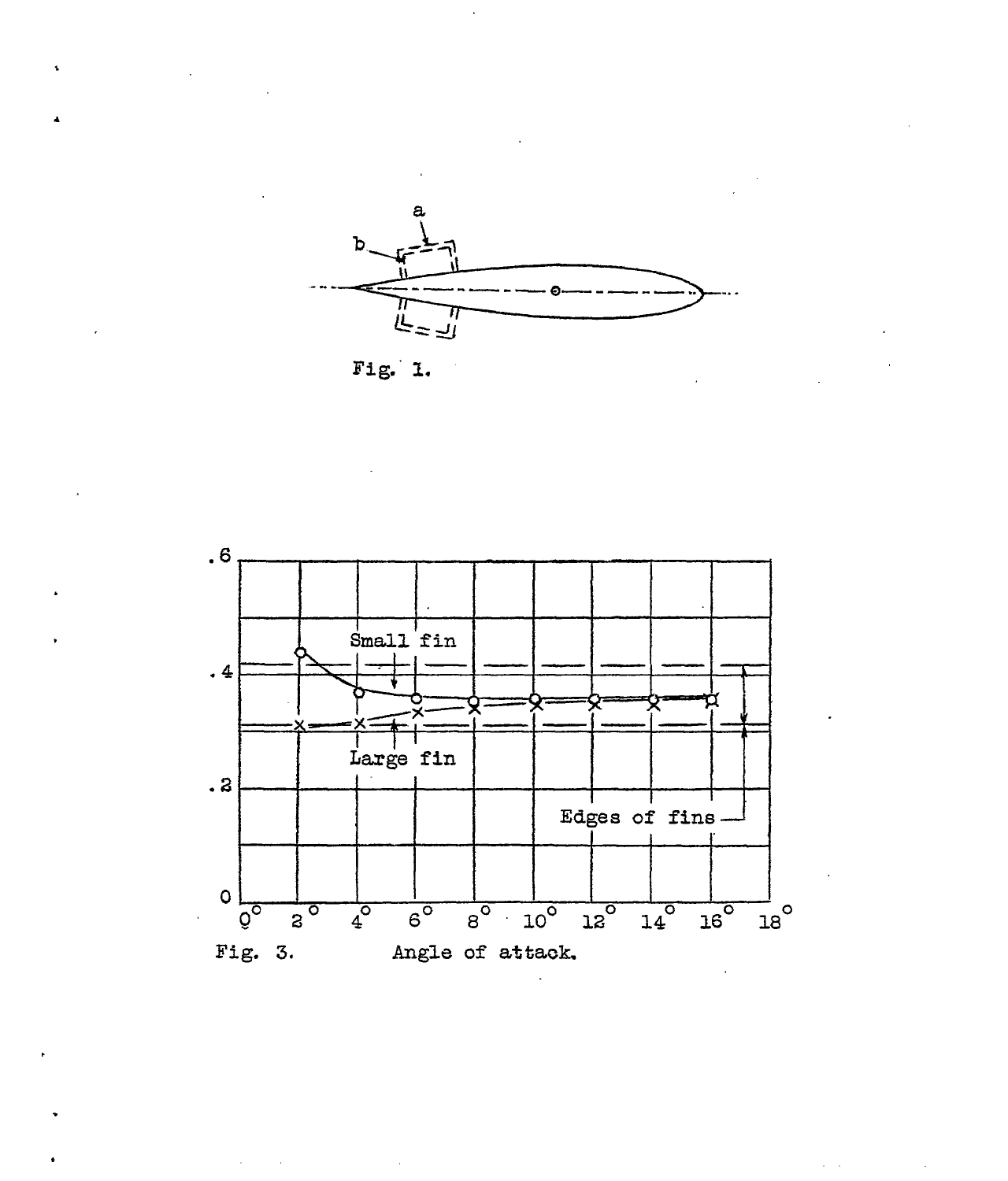Fig. 1.

Fig. 3. Angle of attack.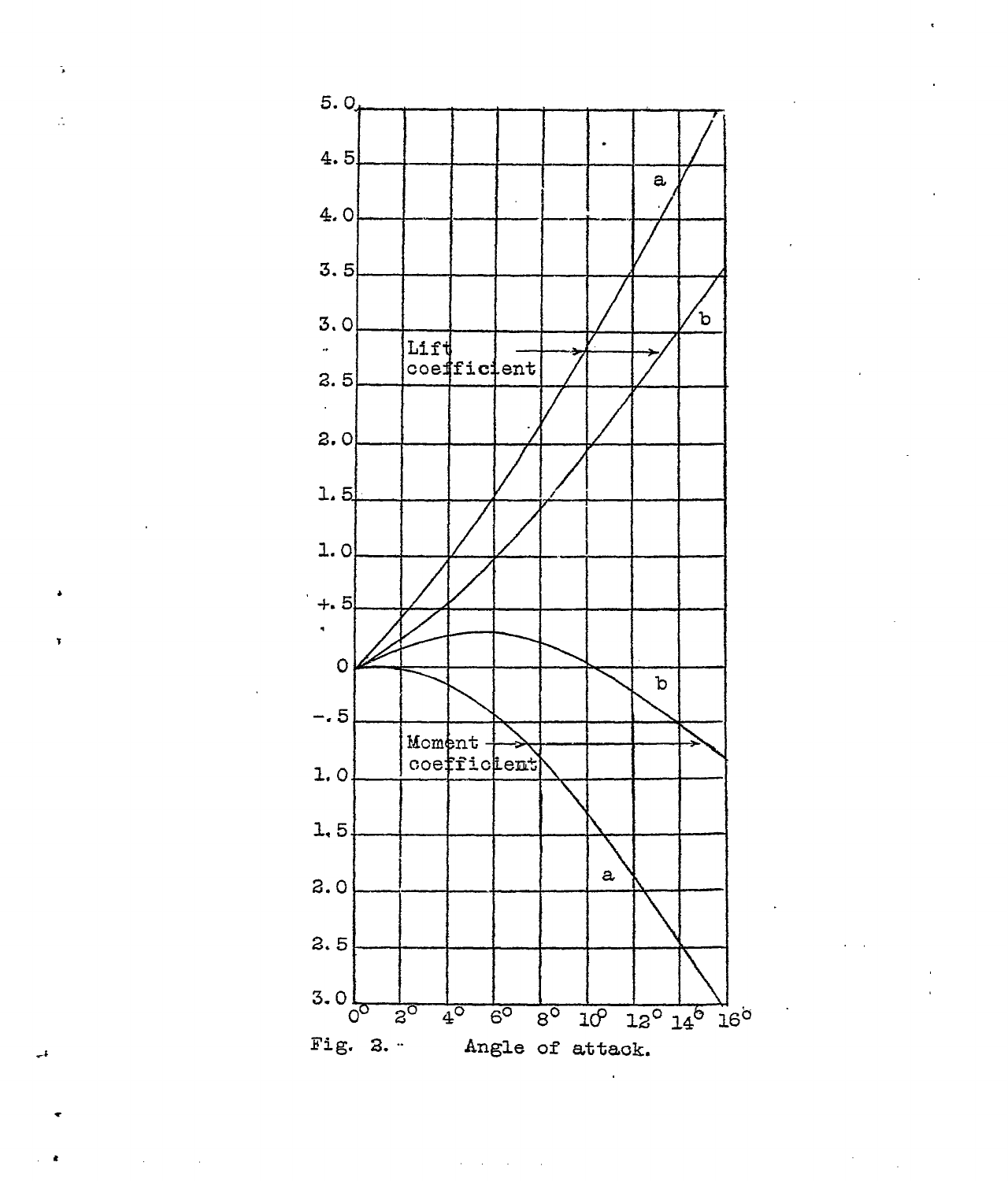5.0
4.5
4.0
3.5
3.0
2.5
2.0
1.5
1.0
+.5
0
-.5
1.0
1.5
2.0
2.5
3.0

0° 2° 4° 6° 8° 10° 12° 14° 16°

a

b

Lift coefficient

b

Moment coefficient

a

Fig. 3. - Angle of attack.